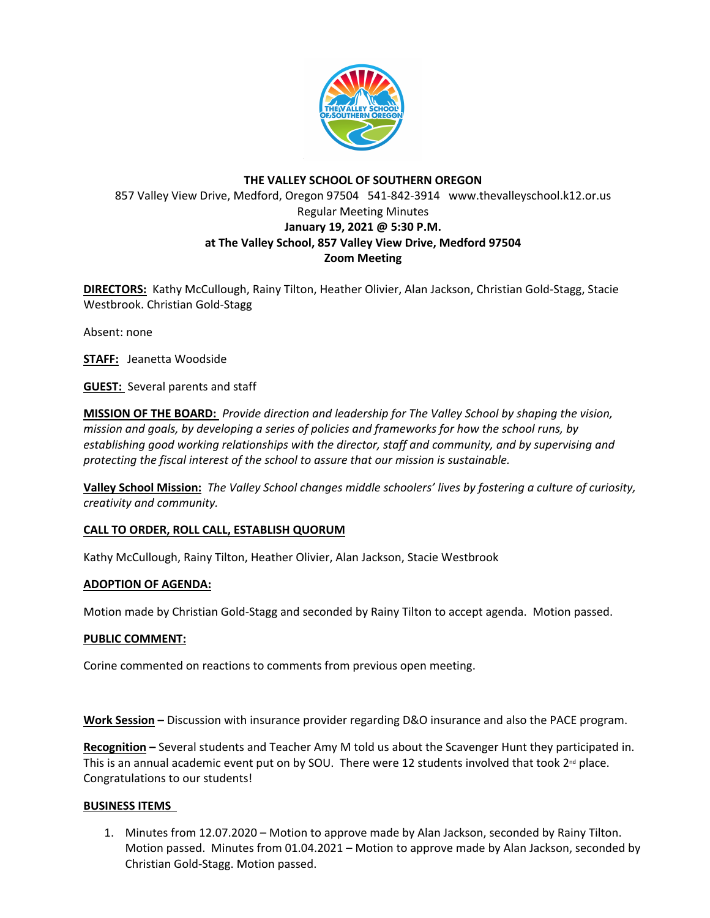**THE VALLEY SCHOOL OF SOUTHERN OREGON**
857 Valley View Drive, Medford, Oregon 97504 541-842-3914 www.thevalleyschool.k12.or.us
Regular Meeting Minutes
**January 19, 2021 @ 5:30 P.M.**
**at The Valley School, 857 Valley View Drive, Medford 97504**
**Zoom Meeting**

**DIRECTORS:** Kathy McCullough, Rainy Tilton, Heather Olivier, Alan Jackson, Christian Gold-Stagg, Stacie Westbrook. Christian Gold-Stagg

Absent: none

**STAFF:** Jeanetta Woodside

**GUEST:** Several parents and staff

**MISSION OF THE BOARD:** *Provide direction and leadership for The Valley School by shaping the vision, mission and goals, by developing a series of policies and frameworks for how the school runs, by establishing good working relationships with the director, staff and community, and by supervising and protecting the fiscal interest of the school to assure that our mission is sustainable.*

**Valley School Mission:** *The Valley School changes middle schoolers' lives by fostering a culture of curiosity, creativity and community.*

**CALL TO ORDER, ROLL CALL, ESTABLISH QUORUM**

Kathy McCullough, Rainy Tilton, Heather Olivier, Alan Jackson, Stacie Westbrook

**ADOPTION OF AGENDA:**

Motion made by Christian Gold-Stagg and seconded by Rainy Tilton to accept agenda. Motion passed.

**PUBLIC COMMENT:**

Corine commented on reactions to comments from previous open meeting.

**Work Session –** Discussion with insurance provider regarding D&O insurance and also the PACE program.

**Recognition –** Several students and Teacher Amy M told us about the Scavenger Hunt they participated in. This is an annual academic event put on by SOU. There were 12 students involved that took 2nd place. Congratulations to our students!

**BUSINESS ITEMS**

1. Minutes from 12.07.2020 – Motion to approve made by Alan Jackson, seconded by Rainy Tilton. Motion passed. Minutes from 01.04.2021 – Motion to approve made by Alan Jackson, seconded by Christian Gold-Stagg. Motion passed.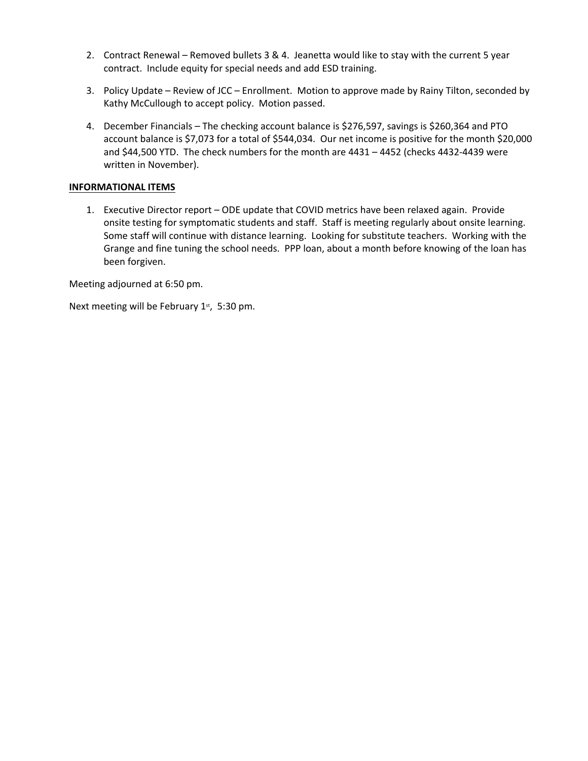2. Contract Renewal – Removed bullets 3 & 4. Jeanetta would like to stay with the current 5 year contract. Include equity for special needs and add ESD training.

3. Policy Update – Review of JCC – Enrollment. Motion to approve made by Rainy Tilton, seconded by Kathy McCullough to accept policy. Motion passed.

4. December Financials – The checking account balance is $276,597, savings is $260,364 and PTO account balance is $7,073 for a total of $544,034. Our net income is positive for the month $20,000 and $44,500 YTD. The check numbers for the month are 4431 – 4452 (checks 4432-4439 were written in November).

**INFORMATIONAL ITEMS**

1. Executive Director report – ODE update that COVID metrics have been relaxed again. Provide onsite testing for symptomatic students and staff. Staff is meeting regularly about onsite learning. Some staff will continue with distance learning. Looking for substitute teachers. Working with the Grange and fine tuning the school needs. PPP loan, about a month before knowing of the loan has been forgiven.

Meeting adjourned at 6:50 pm.

Next meeting will be February 1st, 5:30 pm.